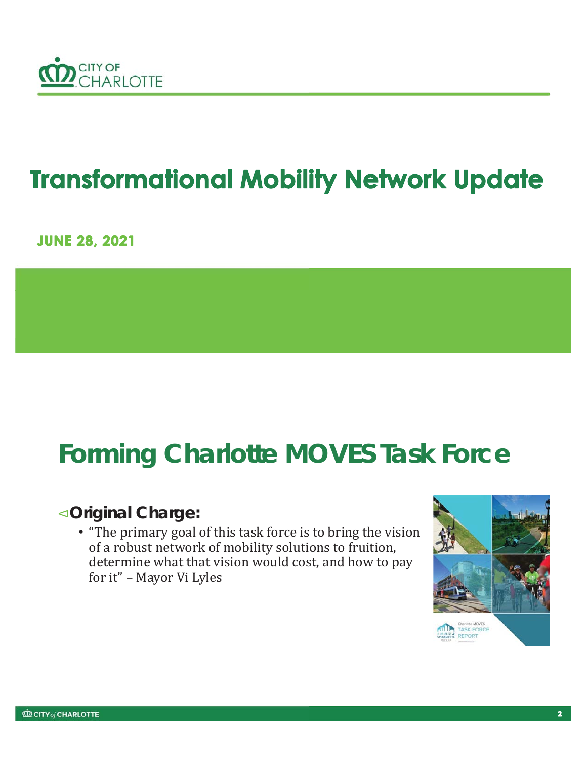# Transformational Mobility Network Update

**JUNE 28, 2021**

## Forming Charlotte MOVES Task Force

- **Original Charge:**
  - "The primary goal of this task force is to bring the vision of a robust network of mobility solutions to fruition, determine what that vision would cost, and how to pay for it" – Mayor Vi Lyles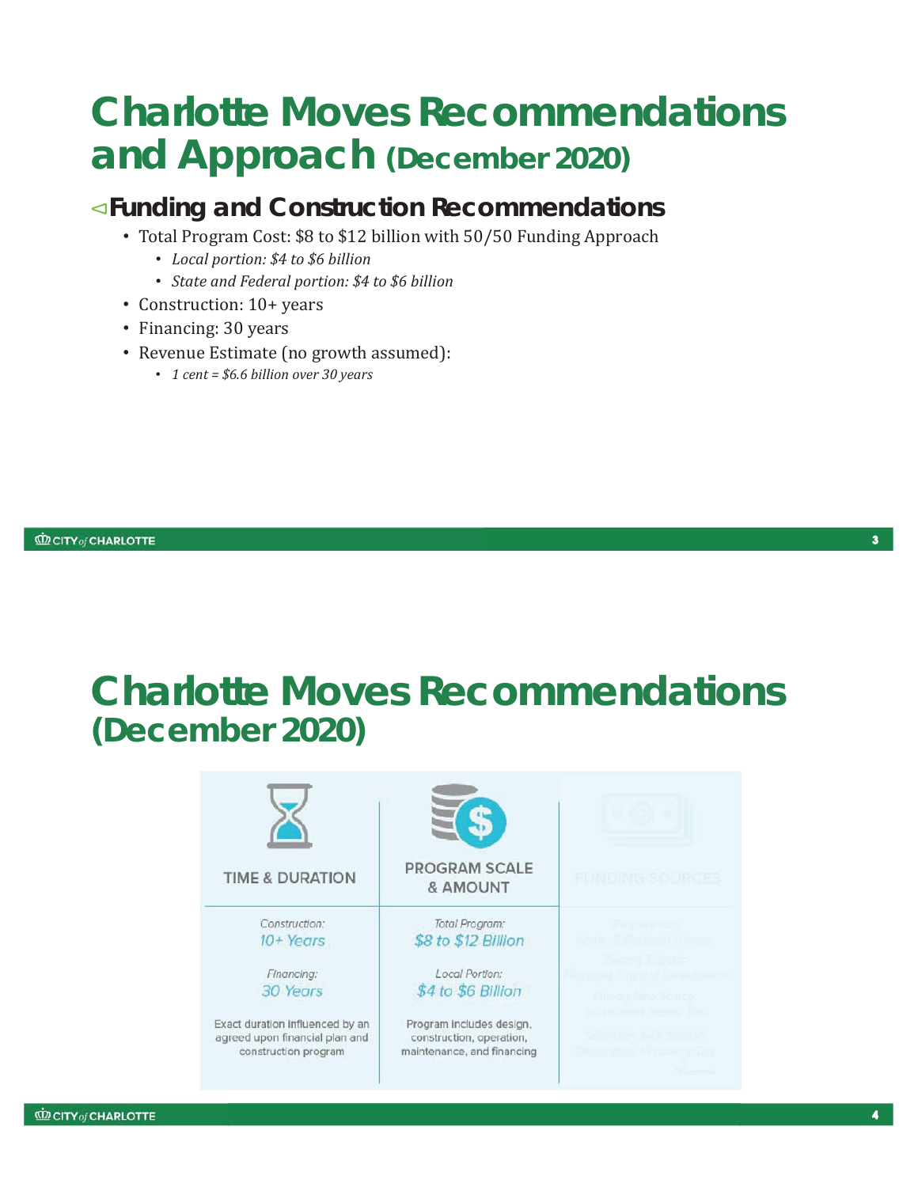# Charlotte Moves Recommendations and Approach (December 2020)

## Funding and Construction Recommendations

- Total Program Cost: $8 to $12 billion with 50/50 Funding Approach
  - *Local portion: $4 to $6 billion*
  - *State and Federal portion: $4 to $6 billion*
- Construction: 10+ years
- Financing: 30 years
- Revenue Estimate (no growth assumed):
  - *1 cent = $6.6 billion over 30 years*

# Charlotte Moves Recommendations (December 2020)

| TIME & DURATION | PROGRAM SCALE & AMOUNT | FUNDING SOURCES |
|---|---|---|
| Construction: 10+ Years | Total Program: $8 to $12 Billion | |
| Financing: 30 Years | Local Portion: $4 to $6 Billion | |
| Exact duration influenced by an agreed upon financial plan and construction program | Program includes design, construction, operation, maintenance, and financing | |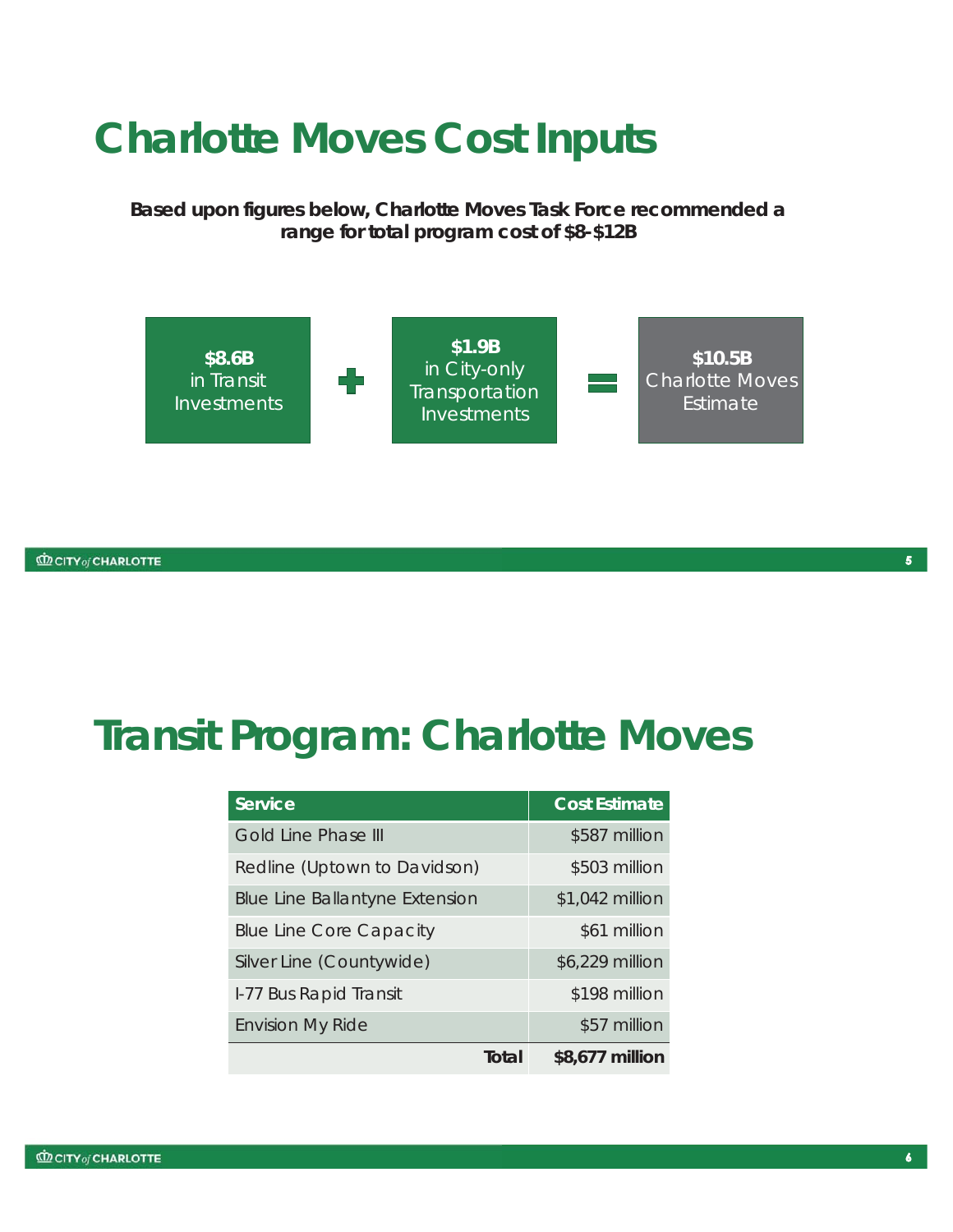# Charlotte Moves Cost Inputs

**Based upon figures below, Charlotte Moves Task Force recommended a range for total program cost of $8-$12B**

**$8.6B** in Transit Investments + **$1.9B** in City-only Transportation Investments = **$10.5B** Charlotte Moves Estimate

# Transit Program: Charlotte Moves

| Service | Cost Estimate |
|---|---|
| Gold Line Phase III | $587 million |
| Redline (Uptown to Davidson) | $503 million |
| Blue Line Ballantyne Extension | $1,042 million |
| Blue Line Core Capacity | $61 million |
| Silver Line (Countywide) | $6,229 million |
| I-77 Bus Rapid Transit | $198 million |
| Envision My Ride | $57 million |
| **Total** | **$8,677 million** |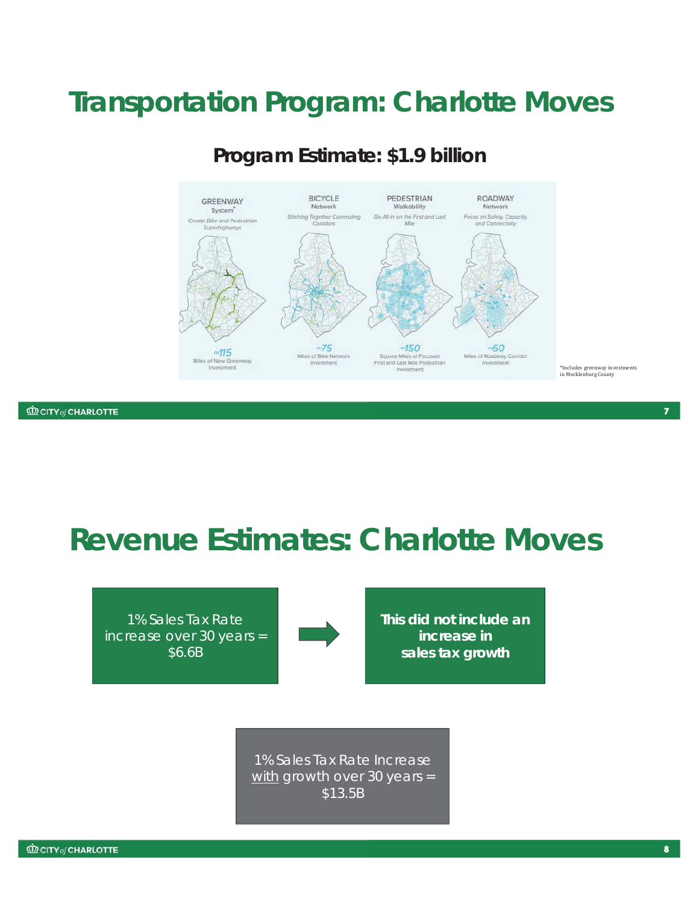# Transportation Program: Charlotte Moves

## Program Estimate: $1.9 billion

GREENWAY System*
Create Bike and Pedestrian Superhighways
~115
Miles of New Greenway Investment

BICYCLE Network
Stitching Together Commuting Corridors
~75
Miles of Bike Network Investment

PEDESTRIAN Walkability
Go All-In on the First and Last Mile
~150
Square Miles of Focused First and Last Mile Pedestrian Investment

ROADWAY Network
Focus on Safety, Capacity, and Connectivity
~60
Miles of Roadway Corridor Investment

*Includes greenway investments in Mecklenburg County

# Revenue Estimates: Charlotte Moves

1% Sales Tax Rate increase over 30 years = $6.6B

→

**This did not include an increase in sales tax growth**

1% Sales Tax Rate Increase with growth over 30 years = $13.5B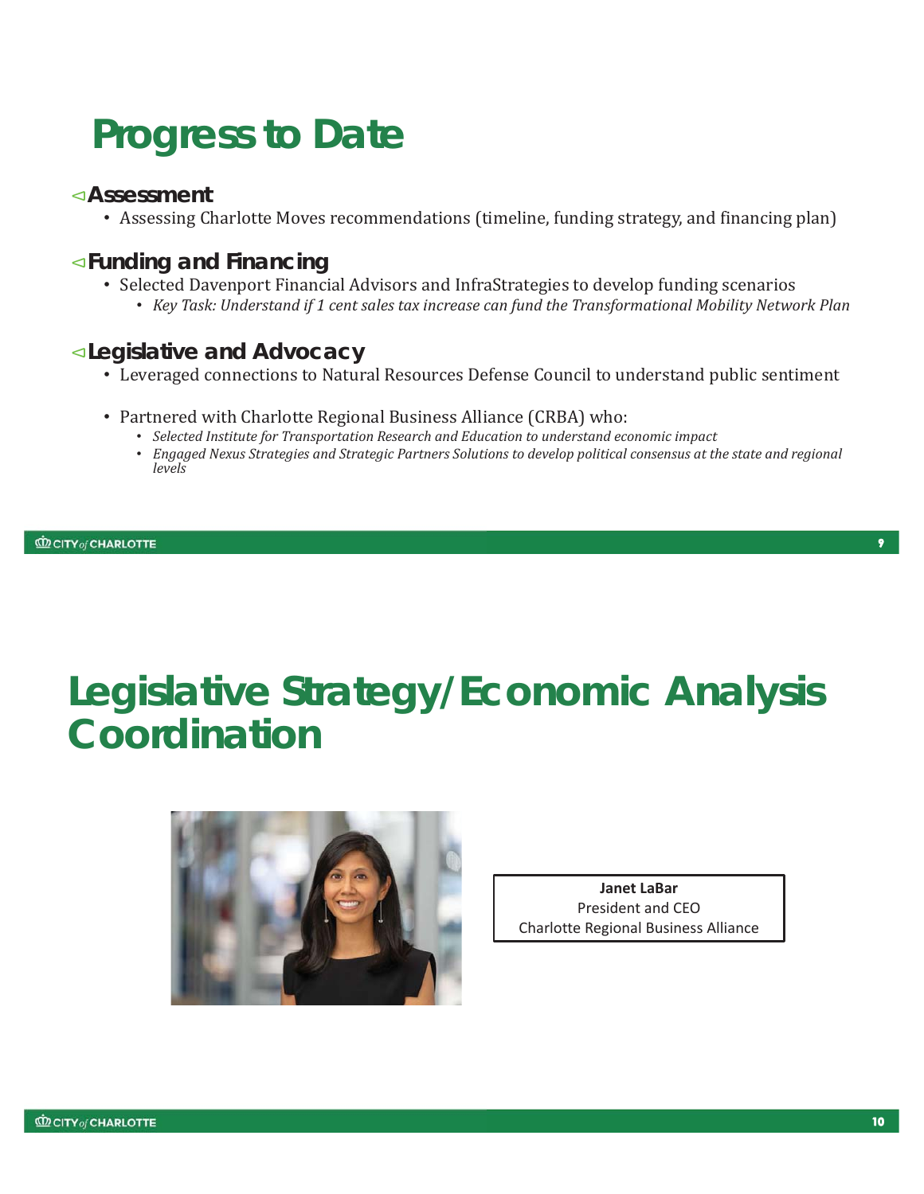# Progress to Date

### Assessment

- Assessing Charlotte Moves recommendations (timeline, funding strategy, and financing plan)

### Funding and Financing

- Selected Davenport Financial Advisors and InfraStrategies to develop funding scenarios
  - *Key Task: Understand if 1 cent sales tax increase can fund the Transformational Mobility Network Plan*

### Legislative and Advocacy

- Leveraged connections to Natural Resources Defense Council to understand public sentiment
- Partnered with Charlotte Regional Business Alliance (CRBA) who:
  - *Selected Institute for Transportation Research and Education to understand economic impact*
  - *Engaged Nexus Strategies and Strategic Partners Solutions to develop political consensus at the state and regional levels*

# Legislative Strategy/Economic Analysis Coordination

**Janet LaBar**
President and CEO
Charlotte Regional Business Alliance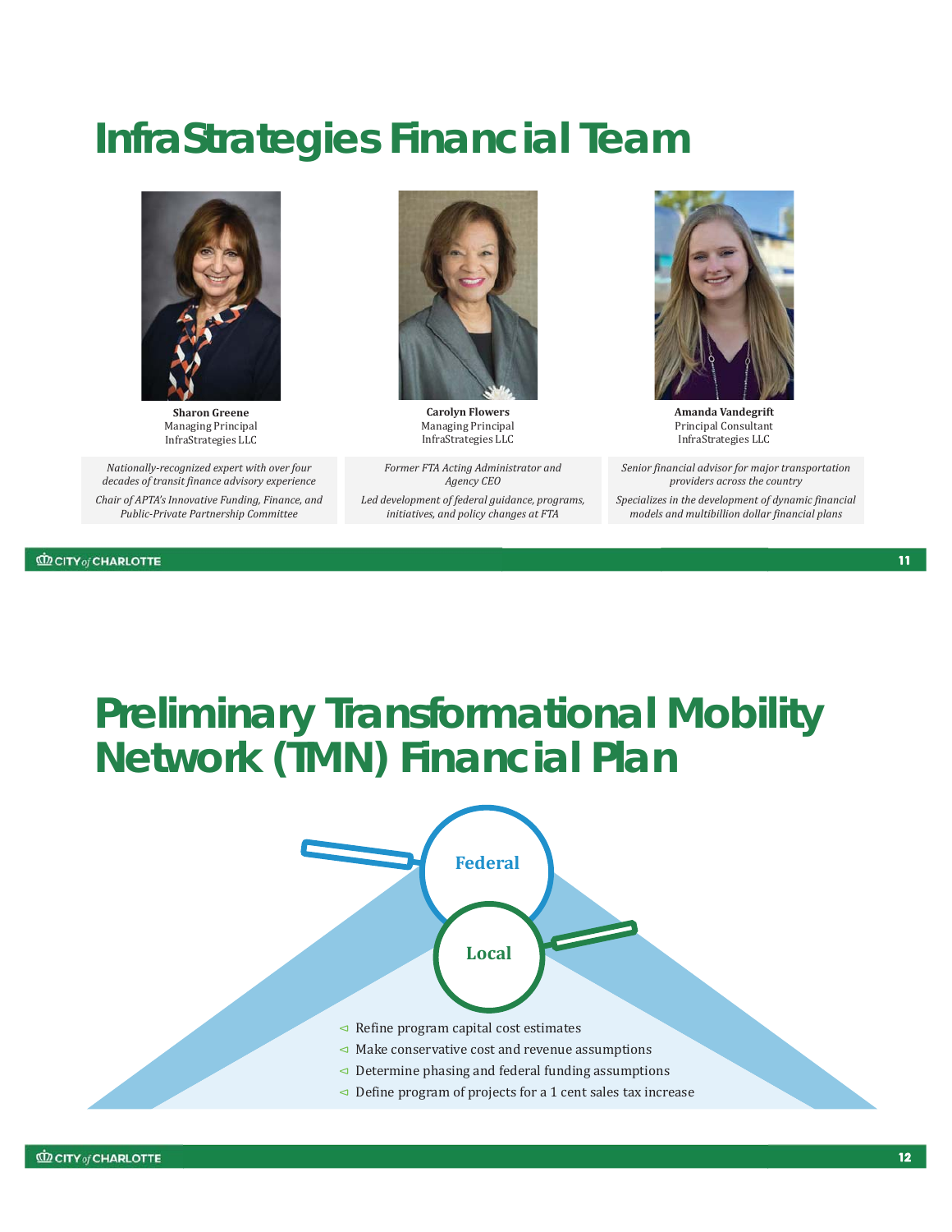# InfraStrategies Financial Team

**Sharon Greene**
Managing Principal
InfraStrategies LLC

*Nationally-recognized expert with over four decades of transit finance advisory experience*

*Chair of APTA's Innovative Funding, Finance, and Public-Private Partnership Committee*

**Carolyn Flowers**
Managing Principal
InfraStrategies LLC

*Former FTA Acting Administrator and Agency CEO*

*Led development of federal guidance, programs, initiatives, and policy changes at FTA*

**Amanda Vandegrift**
Principal Consultant
InfraStrategies LLC

*Senior financial advisor for major transportation providers across the country*

*Specializes in the development of dynamic financial models and multibillion dollar financial plans*

# Preliminary Transformational Mobility Network (TMN) Financial Plan

Federal

Local

- Refine program capital cost estimates
- Make conservative cost and revenue assumptions
- Determine phasing and federal funding assumptions
- Define program of projects for a 1 cent sales tax increase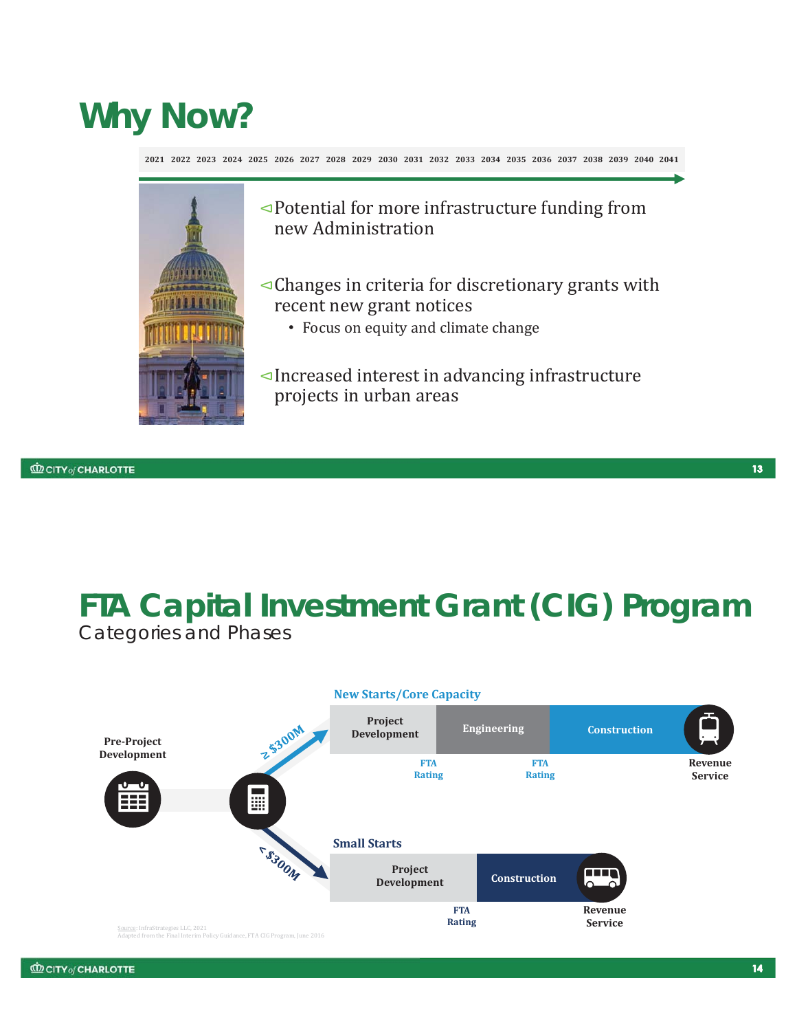# Why Now?

2021 2022 2023 2024 2025 2026 2027 2028 2029 2030 2031 2032 2033 2034 2035 2036 2037 2038 2039 2040 2041

- Potential for more infrastructure funding from new Administration
- Changes in criteria for discretionary grants with recent new grant notices
  - Focus on equity and climate change
- Increased interest in advancing infrastructure projects in urban areas

# FTA Capital Investment Grant (CIG) Program

## Categories and Phases

Pre-Project Development

≥ $300M

**New Starts/Core Capacity**

Project Development → Engineering → Construction → Revenue Service

FTA Rating (after Project Development) | FTA Rating (after Engineering)

< $300M

**Small Starts**

Project Development → Construction → Revenue Service

FTA Rating (after Project Development)

Source: InfraStrategies LLC, 2021
Adapted from the Final Interim Policy Guidance, FTA CIG Program, June 2016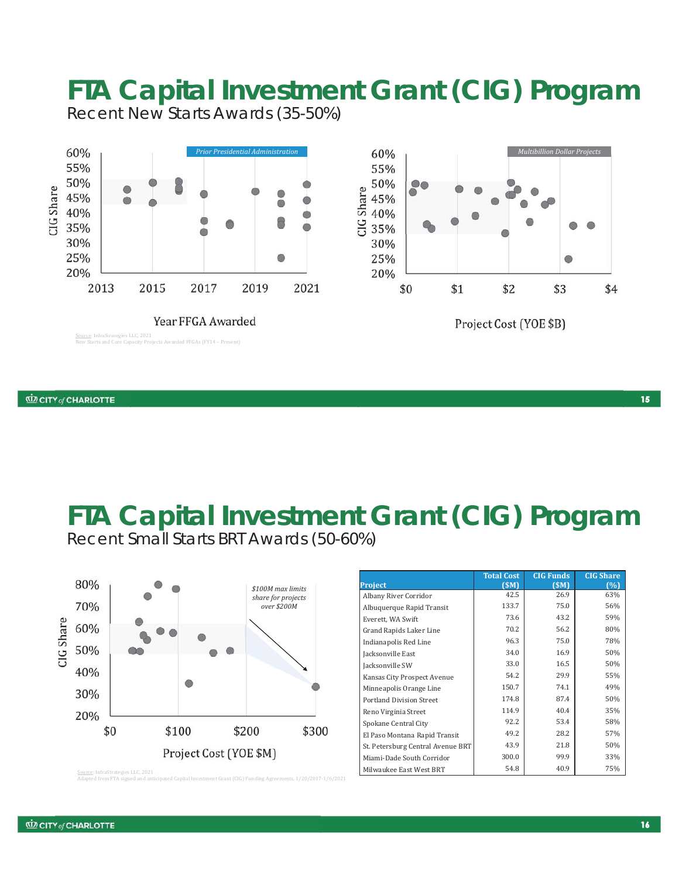# FTA Capital Investment Grant (CIG) Program

Recent New Starts Awards (35-50%)

Prior Presidential Administration

Multibillion Dollar Projects

CIG Share

Year FFGA Awarded

Project Cost (YOE $B)

Source: InfraStrategies LLC, 2021
New Starts and Core Capacity Projects Awarded FFGAs (FY14 – Present)

# FTA Capital Investment Grant (CIG) Program

Recent Small Starts BRT Awards (50-60%)

*$100M max limits share for projects over $200M*

CIG Share

Project Cost (YOE $M)

Source: InfraStrategies LLC, 2021
Adapted from FTA signed and anticipated Capital Investment Grant (CIG) Funding Agreements, 1/20/2017-1/6/2021

| Project | Total Cost ($M) | CIG Funds ($M) | CIG Share (%) |
|---|---|---|---|
| Albany River Corridor | 42.5 | 26.9 | 63% |
| Albuquerque Rapid Transit | 133.7 | 75.0 | 56% |
| Everett, WA Swift | 73.6 | 43.2 | 59% |
| Grand Rapids Laker Line | 70.2 | 56.2 | 80% |
| Indianapolis Red Line | 96.3 | 75.0 | 78% |
| Jacksonville East | 34.0 | 16.9 | 50% |
| Jacksonville SW | 33.0 | 16.5 | 50% |
| Kansas City Prospect Avenue | 54.2 | 29.9 | 55% |
| Minneapolis Orange Line | 150.7 | 74.1 | 49% |
| Portland Division Street | 174.8 | 87.4 | 50% |
| Reno Virginia Street | 114.9 | 40.4 | 35% |
| Spokane Central City | 92.2 | 53.4 | 58% |
| El Paso Montana Rapid Transit | 49.2 | 28.2 | 57% |
| St. Petersburg Central Avenue BRT | 43.9 | 21.8 | 50% |
| Miami-Dade South Corridor | 300.0 | 99.9 | 33% |
| Milwaukee East West BRT | 54.8 | 40.9 | 75% |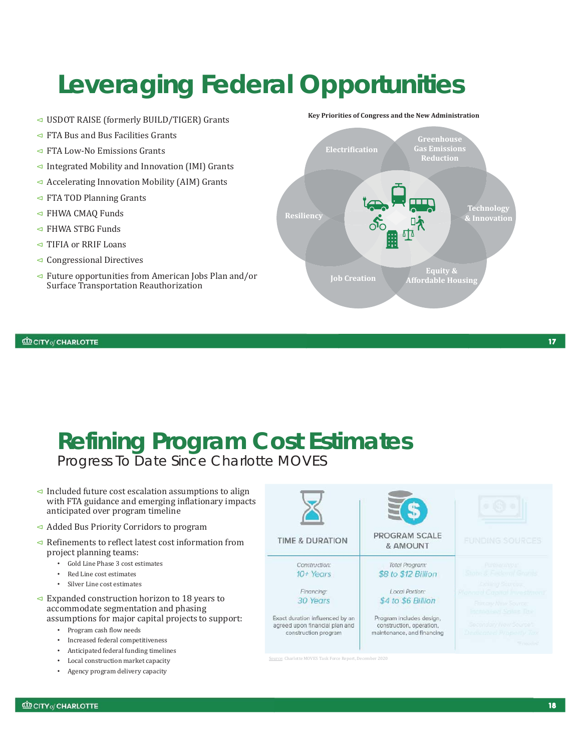# Leveraging Federal Opportunities

- USDOT RAISE (formerly BUILD/TIGER) Grants
- FTA Bus and Bus Facilities Grants
- FTA Low-No Emissions Grants
- Integrated Mobility and Innovation (IMI) Grants
- Accelerating Innovation Mobility (AIM) Grants
- FTA TOD Planning Grants
- FHWA CMAQ Funds
- FHWA STBG Funds
- TIFIA or RRIF Loans
- Congressional Directives
- Future opportunities from American Jobs Plan and/or Surface Transportation Reauthorization

**Key Priorities of Congress and the New Administration**

- Electrification
- Greenhouse Gas Emissions Reduction
- Technology & Innovation
- Equity & Affordable Housing
- Job Creation
- Resiliency

# Refining Program Cost Estimates

## Progress To Date Since Charlotte MOVES

- Included future cost escalation assumptions to align with FTA guidance and emerging inflationary impacts anticipated over program timeline
- Added Bus Priority Corridors to program
- Refinements to reflect latest cost information from project planning teams:
  - Gold Line Phase 3 cost estimates
  - Red Line cost estimates
  - Silver Line cost estimates
- Expanded construction horizon to 18 years to accommodate segmentation and phasing assumptions for major capital projects to support:
  - Program cash flow needs
  - Increased federal competitiveness
  - Anticipated federal funding timelines
  - Local construction market capacity
  - Agency program delivery capacity

| TIME & DURATION | PROGRAM SCALE & AMOUNT | FUNDING SOURCES |
|---|---|---|
| Construction: 10+ Years | Total Program: $8 to $12 Billion | Partnerships: State & Federal Grants |
| Financing: 30 Years | Local Portion: $4 to $6 Billion | Existing Sources: Planned Capital Investment |
| Exact duration influenced by an agreed upon financial plan and construction program | Program includes design, construction, operation, maintenance, and financing | Primary New Source: Increased Sales Tax |
| | | Secondary New Source: Dedicated Property Tax |

Source: Charlotte MOVES Task Force Report, December 2020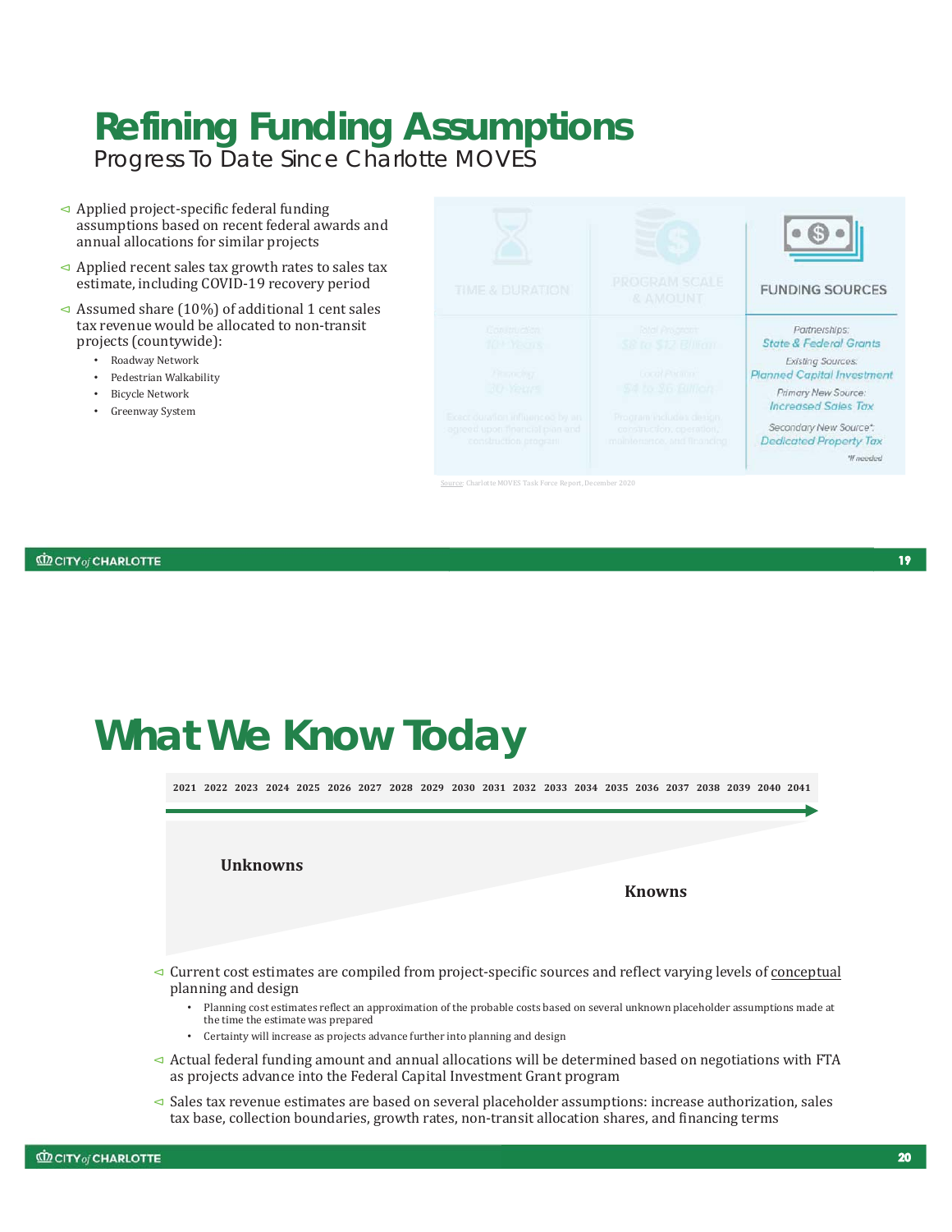# Refining Funding Assumptions

Progress To Date Since Charlotte MOVES

- Applied project-specific federal funding assumptions based on recent federal awards and annual allocations for similar projects
- Applied recent sales tax growth rates to sales tax estimate, including COVID-19 recovery period
- Assumed share (10%) of additional 1 cent sales tax revenue would be allocated to non-transit projects (countywide):
  - Roadway Network
  - Pedestrian Walkability
  - Bicycle Network
  - Greenway System

| TIME & DURATION | PROGRAM SCALE & AMOUNT | FUNDING SOURCES |
|---|---|---|
| Construction: 10+ Years | Total Program: $8 to $12 Billion | Partnerships: State & Federal Grants |
| Financing: 30 Years | Local Portion: $4 to $6 Billion | Existing Sources: Planned Capital Investment |
| Exact duration influenced by an agreed upon financial plan and construction program | Program includes design, construction, operation, maintenance, and financing | Primary New Source: Increased Sales Tax |
| | | Secondary New Source*: Dedicated Property Tax |
| | | *If needed |

Source: Charlotte MOVES Task Force Report, December 2020

# What We Know Today

2021 2022 2023 2024 2025 2026 2027 2028 2029 2030 2031 2032 2033 2034 2035 2036 2037 2038 2039 2040 2041

**Unknowns**

**Knowns**

- Current cost estimates are compiled from project-specific sources and reflect varying levels of conceptual planning and design
  - Planning cost estimates reflect an approximation of the probable costs based on several unknown placeholder assumptions made at the time the estimate was prepared
  - Certainty will increase as projects advance further into planning and design
- Actual federal funding amount and annual allocations will be determined based on negotiations with FTA as projects advance into the Federal Capital Investment Grant program
- Sales tax revenue estimates are based on several placeholder assumptions: increase authorization, sales tax base, collection boundaries, growth rates, non-transit allocation shares, and financing terms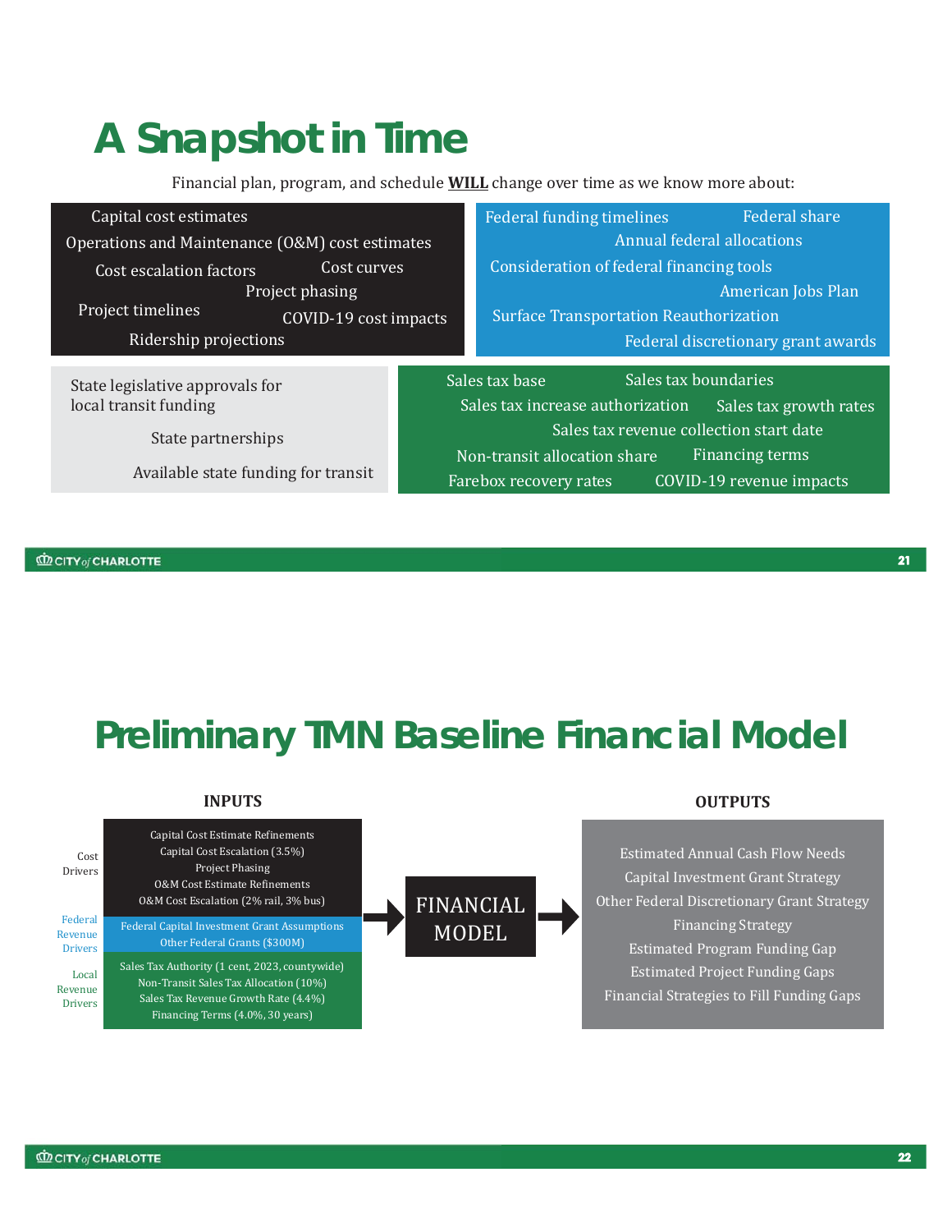# A Snapshot in Time

Financial plan, program, and schedule **WILL** change over time as we know more about:

- Capital cost estimates
- Operations and Maintenance (O&M) cost estimates
- Cost escalation factors
- Cost curves
- Project phasing
- Project timelines
- COVID-19 cost impacts
- Ridership projections

- Federal funding timelines
- Federal share
- Annual federal allocations
- Consideration of federal financing tools
- American Jobs Plan
- Surface Transportation Reauthorization
- Federal discretionary grant awards

- State legislative approvals for local transit funding
- State partnerships
- Available state funding for transit

- Sales tax base
- Sales tax boundaries
- Sales tax increase authorization
- Sales tax growth rates
- Sales tax revenue collection start date
- Non-transit allocation share
- Financing terms
- Farebox recovery rates
- COVID-19 revenue impacts

# Preliminary TMN Baseline Financial Model

## INPUTS

**Cost Drivers**
- Capital Cost Estimate Refinements
- Capital Cost Escalation (3.5%)
- Project Phasing
- O&M Cost Estimate Refinements
- O&M Cost Escalation (2% rail, 3% bus)

**Federal Revenue Drivers**
- Federal Capital Investment Grant Assumptions
- Other Federal Grants ($300M)

**Local Revenue Drivers**
- Sales Tax Authority (1 cent, 2023, countywide)
- Non-Transit Sales Tax Allocation (10%)
- Sales Tax Revenue Growth Rate (4.4%)
- Financing Terms (4.0%, 30 years)

→ **FINANCIAL MODEL** →

## OUTPUTS

- Estimated Annual Cash Flow Needs
- Capital Investment Grant Strategy
- Other Federal Discretionary Grant Strategy
- Financing Strategy
- Estimated Program Funding Gap
- Estimated Project Funding Gaps
- Financial Strategies to Fill Funding Gaps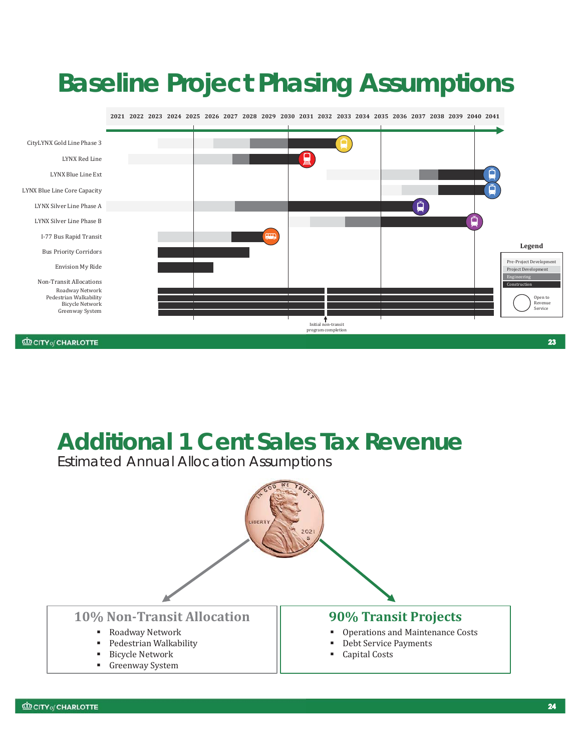# Baseline Project Phasing Assumptions

2021 2022 2023 2024 2025 2026 2027 2028 2029 2030 2031 2032 2033 2034 2035 2036 2037 2038 2039 2040 2041

- CityLYNX Gold Line Phase 3
- LYNX Red Line
- LYNX Blue Line Ext
- LYNX Blue Line Core Capacity
- LYNX Silver Line Phase A
- LYNX Silver Line Phase B
- I-77 Bus Rapid Transit
- Bus Priority Corridors
- Envision My Ride
- Non-Transit Allocations
  - Roadway Network
  - Pedestrian Walkability
  - Bicycle Network
  - Greenway System

Initial non-transit program completion

**Legend**

- Pre-Project Development
- Project Development
- Engineering
- Construction
- Open to Revenue Service

# Additional 1 Cent Sales Tax Revenue

Estimated Annual Allocation Assumptions

### 10% Non-Transit Allocation

- Roadway Network
- Pedestrian Walkability
- Bicycle Network
- Greenway System

### 90% Transit Projects

- Operations and Maintenance Costs
- Debt Service Payments
- Capital Costs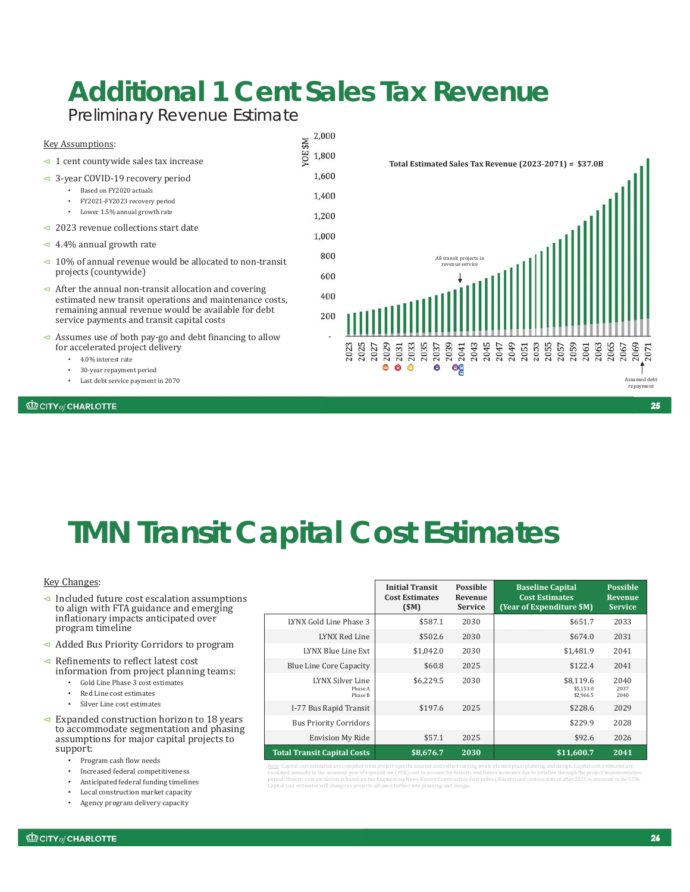# Additional 1 Cent Sales Tax Revenue

## Preliminary Revenue Estimate

Key Assumptions:

- 1 cent countywide sales tax increase
- 3-year COVID-19 recovery period
  - Based on FY2020 actuals
  - FY2021-FY2023 recovery period
  - Lower 1.5% annual growth rate
- 2023 revenue collections start date
- 4.4% annual growth rate
- 10% of annual revenue would be allocated to non-transit projects (countywide)
- After the annual non-transit allocation and covering estimated new transit operations and maintenance costs, remaining annual revenue would be available for debt service payments and transit capital costs
- Assumes use of both pay-go and debt financing to allow for accelerated project delivery
  - 4.0% interest rate
  - 30-year repayment period
  - Last debt service payment in 2070

YOE $M

Total Estimated Sales Tax Revenue (2023-2071) = $37.0B

All transit projects in revenue service

Assumed debt repayment

# TMN Transit Capital Cost Estimates

Key Changes:

- Included future cost escalation assumptions to align with FTA guidance and emerging inflationary impacts anticipated over program timeline
- Added Bus Priority Corridors to program
- Refinements to reflect latest cost information from project planning teams:
  - Gold Line Phase 3 cost estimates
  - Red Line cost estimates
  - Silver Line cost estimates
- Expanded construction horizon to 18 years to accommodate segmentation and phasing assumptions for major capital projects to support:
  - Program cash flow needs
  - Increased federal competitiveness
  - Anticipated federal funding timelines
  - Local construction market capacity
  - Agency program delivery capacity

| | Initial Transit Cost Estimates ($M) | Possible Revenue Service | Baseline Capital Cost Estimates (Year of Expenditure $M) | Possible Revenue Service |
|---|---|---|---|---|
| LYNX Gold Line Phase 3 | $587.1 | 2030 | $651.7 | 2033 |
| LYNX Red Line | $502.6 | 2030 | $674.0 | 2031 |
| LYNX Blue Line Ext | $1,042.0 | 2030 | $1,481.9 | 2041 |
| Blue Line Core Capacity | $60.8 | 2025 | $122.4 | 2041 |
| LYNX Silver Line | $6,229.5 | 2030 | $8,119.6 | 2040 |
| Phase A | | | $5,153.0 | 2037 |
| Phase B | | | $2,966.5 | 2040 |
| I-77 Bus Rapid Transit | $197.6 | 2025 | $228.6 | 2029 |
| Bus Priority Corridors | | | $229.9 | 2028 |
| Envision My Ride | $57.1 | 2025 | $92.6 | 2026 |
| **Total Transit Capital Costs** | **$8,676.7** | **2030** | **$11,600.7** | **2041** |

Note: Capital cost estimates are compiled from project-specific sources and reflect varying levels of conceptual planning and design. Capital cost estimates are escalated annually to the assumed year of expenditure (YOE) cost to account for historic and future increases due to inflation through the project implementation period. Historic cost escalation is based on the Engineering News Record Construction Cost Index (Atlanta) and cost escalation after 2021 is assumed to be 3.5%. Capital cost estimates will change as projects advance further into planning and design.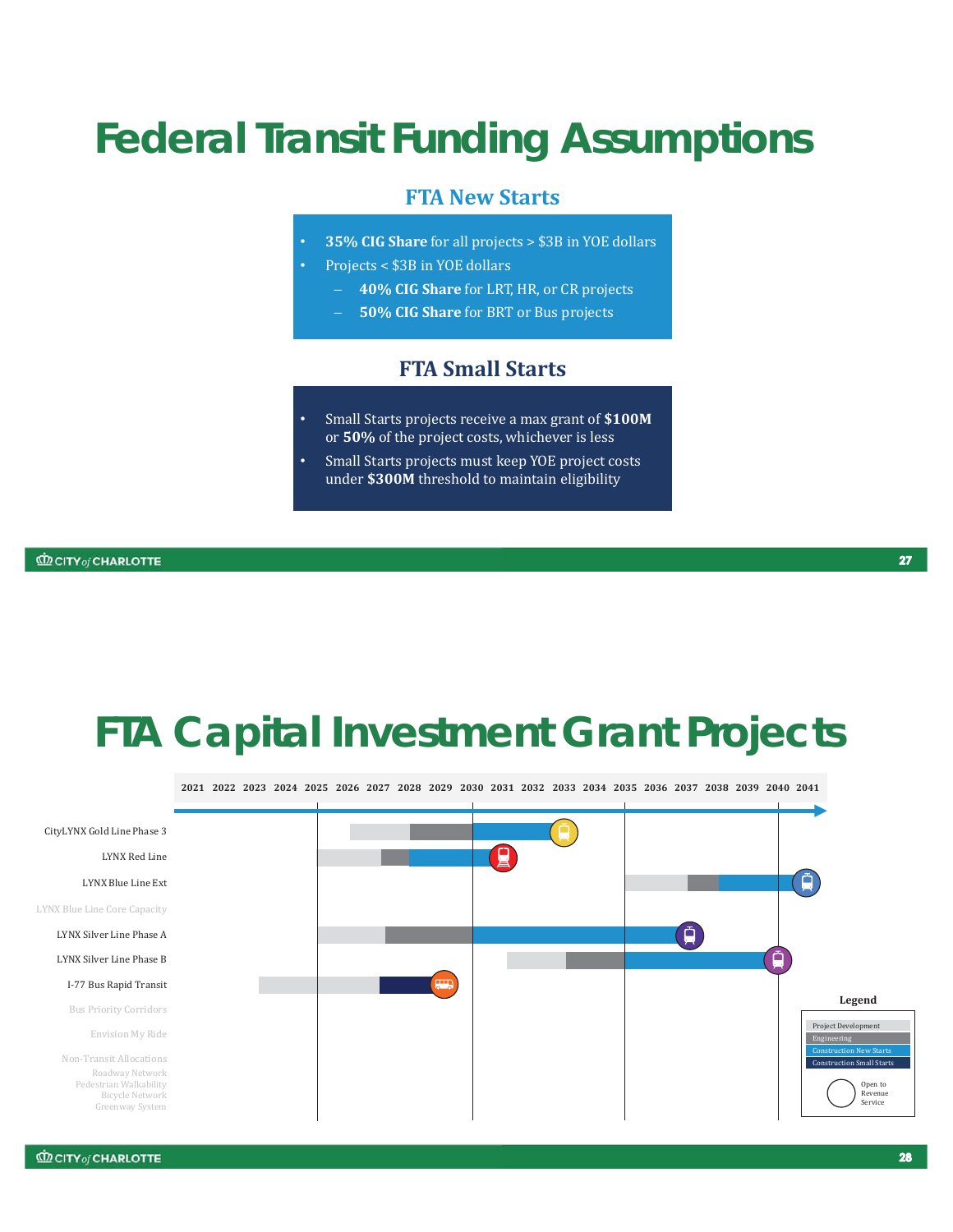# Federal Transit Funding Assumptions

## FTA New Starts

- **35% CIG Share** for all projects > $3B in YOE dollars
- Projects < $3B in YOE dollars
  - **40% CIG Share** for LRT, HR, or CR projects
  - **50% CIG Share** for BRT or Bus projects

## FTA Small Starts

- Small Starts projects receive a max grant of **$100M** or **50%** of the project costs, whichever is less
- Small Starts projects must keep YOE project costs under **$300M** threshold to maintain eligibility

# FTA Capital Investment Grant Projects

2021 2022 2023 2024 2025 2026 2027 2028 2029 2030 2031 2032 2033 2034 2035 2036 2037 2038 2039 2040 2041

CityLYNX Gold Line Phase 3

LYNX Red Line

LYNX Blue Line Ext

LYNX Blue Line Core Capacity

LYNX Silver Line Phase A

LYNX Silver Line Phase B

I-77 Bus Rapid Transit

Bus Priority Corridors

Envision My Ride

Non-Transit Allocations
Roadway Network
Pedestrian Walkability
Bicycle Network
Greenway System

**Legend**

- Project Development
- Engineering
- Construction New Starts
- Construction Small Starts
- Open to Revenue Service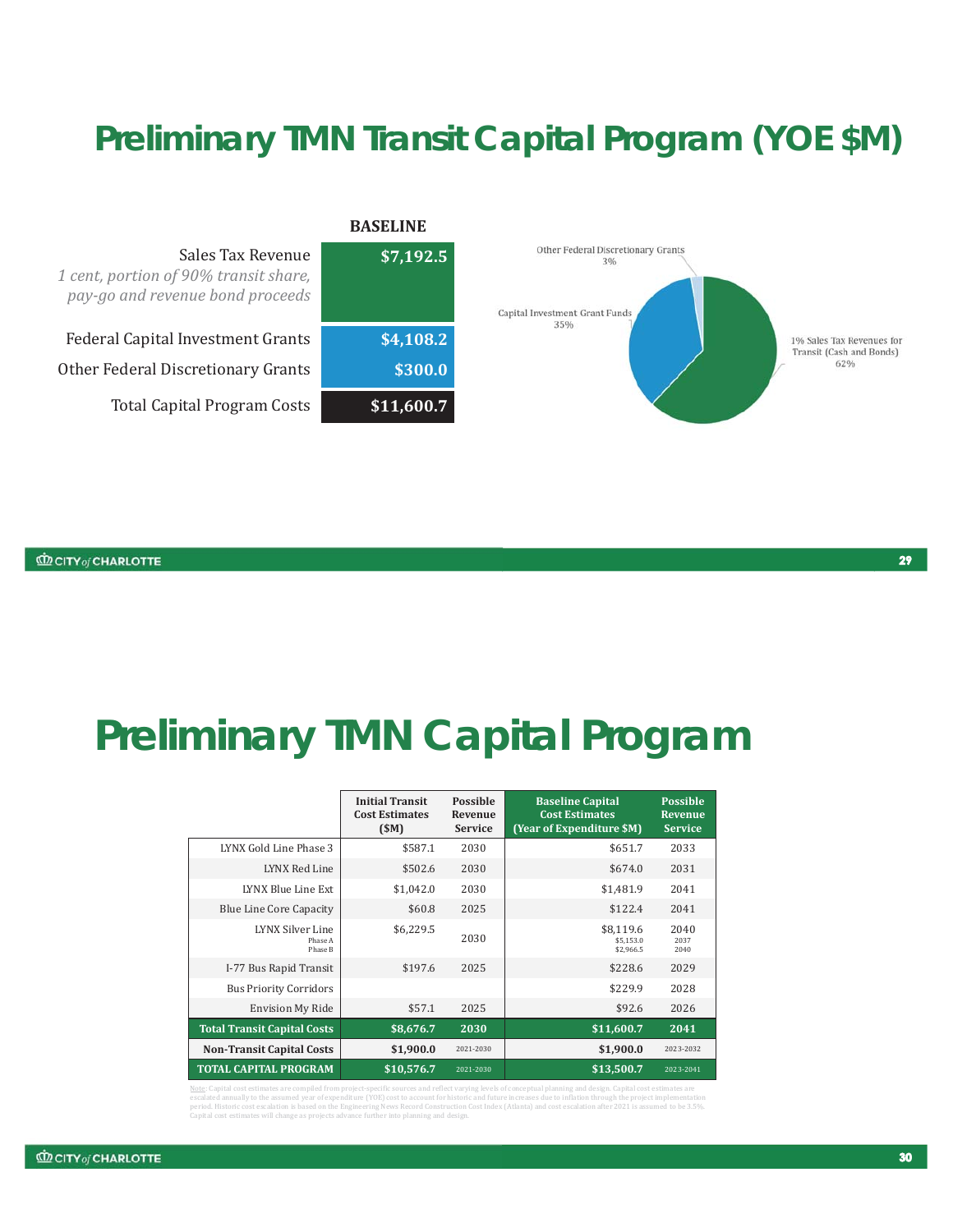# Preliminary TMN Transit Capital Program (YOE $M)

| | BASELINE |
|---|---|
| Sales Tax Revenue *1 cent, portion of 90% transit share, pay-go and revenue bond proceeds* | $7,192.5 |
| Federal Capital Investment Grants | $4,108.2 |
| Other Federal Discretionary Grants | $300.0 |
| Total Capital Program Costs | $11,600.7 |

- Other Federal Discretionary Grants 3%
- Capital Investment Grant Funds 35%
- 1% Sales Tax Revenues for Transit (Cash and Bonds) 62%

# Preliminary TMN Capital Program

| | Initial Transit Cost Estimates ($M) | Possible Revenue Service | Baseline Capital Cost Estimates (Year of Expenditure $M) | Possible Revenue Service |
|---|---|---|---|---|
| LYNX Gold Line Phase 3 | $587.1 | 2030 | $651.7 | 2033 |
| LYNX Red Line | $502.6 | 2030 | $674.0 | 2031 |
| LYNX Blue Line Ext | $1,042.0 | 2030 | $1,481.9 | 2041 |
| Blue Line Core Capacity | $60.8 | 2025 | $122.4 | 2041 |
| LYNX Silver Line<br>Phase A<br>Phase B | $6,229.5 | 2030 | $8,119.6<br>$5,153.0<br>$2,966.5 | 2040<br>2037<br>2040 |
| I-77 Bus Rapid Transit | $197.6 | 2025 | $228.6 | 2029 |
| Bus Priority Corridors | | | $229.9 | 2028 |
| Envision My Ride | $57.1 | 2025 | $92.6 | 2026 |
| **Total Transit Capital Costs** | **$8,676.7** | **2030** | **$11,600.7** | **2041** |
| **Non-Transit Capital Costs** | **$1,900.0** | 2021-2030 | **$1,900.0** | 2023-2032 |
| **TOTAL CAPITAL PROGRAM** | **$10,576.7** | 2021-2030 | **$13,500.7** | 2023-2041 |

Note: Capital cost estimates are compiled from project-specific sources and reflect varying levels of conceptual planning and design. Capital cost estimates are escalated annually to the assumed year of expenditure (YOE) cost to account for historic and future increases due to inflation through the project implementation period. Historic cost escalation is based on the Engineering News Record Construction Cost Index (Atlanta) and cost escalation after 2021 is assumed to be 3.5%. Capital cost estimates will change as projects advance further into planning and design.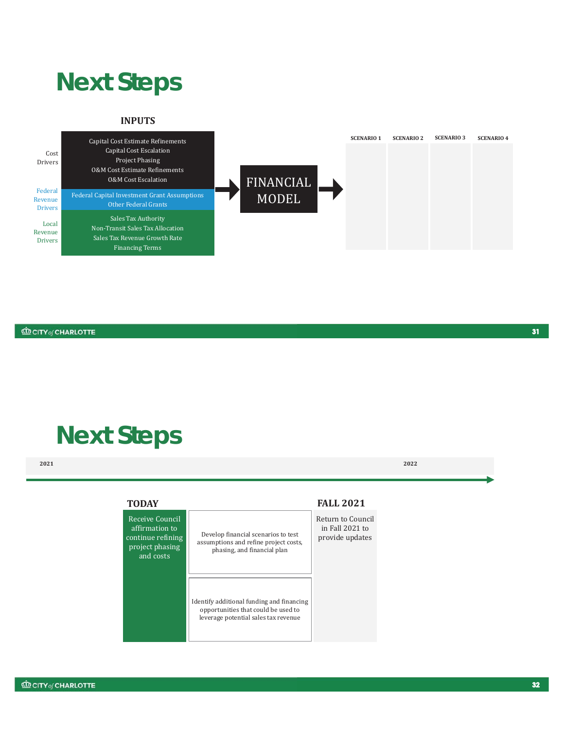# Next Steps

## INPUTS

| Driver | Inputs |
| --- | --- |
| Cost Drivers | Capital Cost Estimate Refinements<br>Capital Cost Escalation<br>Project Phasing<br>O&M Cost Estimate Refinements<br>O&M Cost Escalation |
| Federal Revenue Drivers | Federal Capital Investment Grant Assumptions<br>Other Federal Grants |
| Local Revenue Drivers | Sales Tax Authority<br>Non-Transit Sales Tax Allocation<br>Sales Tax Revenue Growth Rate<br>Financing Terms |

→ FINANCIAL MODEL →

| SCENARIO 1 | SCENARIO 2 | SCENARIO 3 | SCENARIO 4 |
| --- | --- | --- | --- |
| | | | |

# Next Steps

2021 → 2022

**TODAY**

Receive Council affirmation to continue refining project phasing and costs

- Develop financial scenarios to test assumptions and refine project costs, phasing, and financial plan
- Identify additional funding and financing opportunities that could be used to leverage potential sales tax revenue

**FALL 2021**

Return to Council in Fall 2021 to provide updates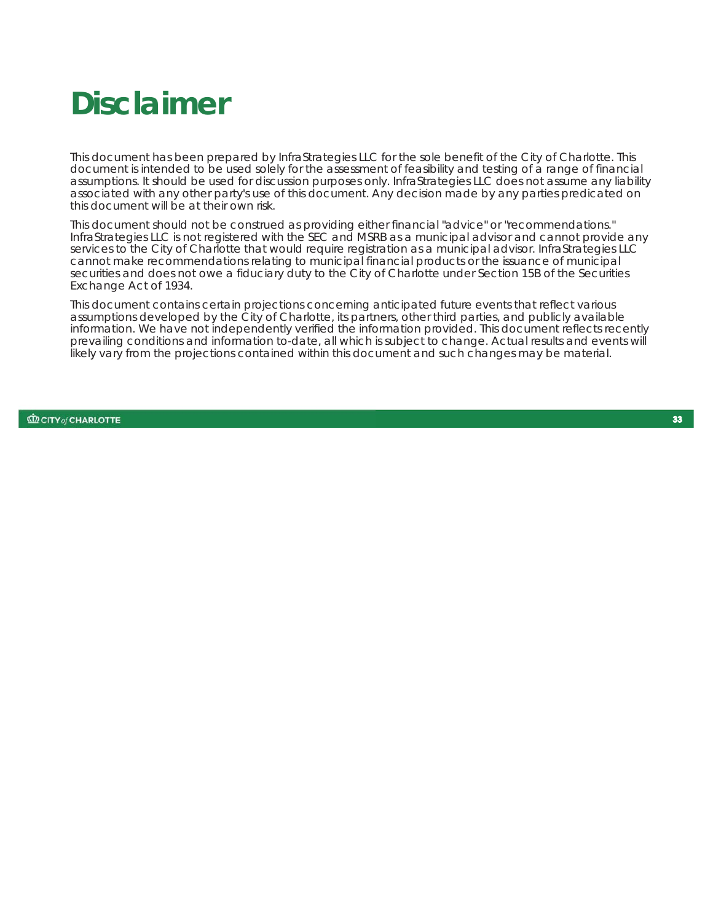# Disclaimer

This document has been prepared by InfraStrategies LLC for the sole benefit of the City of Charlotte. This document is intended to be used solely for the assessment of feasibility and testing of a range of financial assumptions. It should be used for discussion purposes only. InfraStrategies LLC does not assume any liability associated with any other party's use of this document. Any decision made by any parties predicated on this document will be at their own risk.

This document should not be construed as providing either financial "advice" or "recommendations." InfraStrategies LLC is not registered with the SEC and MSRB as a municipal advisor and cannot provide any services to the City of Charlotte that would require registration as a municipal advisor. InfraStrategies LLC cannot make recommendations relating to municipal financial products or the issuance of municipal securities and does not owe a fiduciary duty to the City of Charlotte under Section 15B of the Securities Exchange Act of 1934.

This document contains certain projections concerning anticipated future events that reflect various assumptions developed by the City of Charlotte, its partners, other third parties, and publicly available information. We have not independently verified the information provided. This document reflects recently prevailing conditions and information to-date, all which is subject to change. Actual results and events will likely vary from the projections contained within this document and such changes may be material.